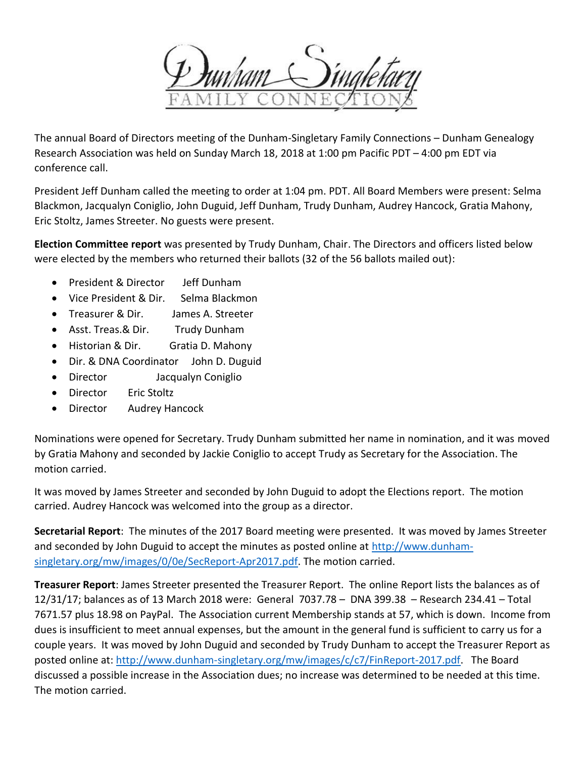# Dunham Singletary FAMILY CONNECTIONS

The annual Board of Directors meeting of the Dunham-Singletary Family Connections – Dunham Genealogy Research Association was held on Sunday March 18, 2018 at 1:00 pm Pacific PDT – 4:00 pm EDT via conference call.

President Jeff Dunham called the meeting to order at 1:04 pm. PDT. All Board Members were present: Selma Blackmon, Jacqualyn Coniglio, John Duguid, Jeff Dunham, Trudy Dunham, Audrey Hancock, Gratia Mahony, Eric Stoltz, James Streeter. No guests were present.

**Election Committee report** was presented by Trudy Dunham, Chair. The Directors and officers listed below were elected by the members who returned their ballots (32 of the 56 ballots mailed out):

- President & Director    Jeff Dunham
- Vice President & Dir.    Selma Blackmon
- Treasurer & Dir.    James A. Streeter
- Asst. Treas.& Dir.    Trudy Dunham
- Historian & Dir.    Gratia D. Mahony
- Dir. & DNA Coordinator    John D. Duguid
- Director    Jacqualyn Coniglio
- Director    Eric Stoltz
- Director    Audrey Hancock

Nominations were opened for Secretary. Trudy Dunham submitted her name in nomination, and it was moved by Gratia Mahony and seconded by Jackie Coniglio to accept Trudy as Secretary for the Association. The motion carried.

It was moved by James Streeter and seconded by John Duguid to adopt the Elections report. The motion carried. Audrey Hancock was welcomed into the group as a director.

**Secretarial Report**: The minutes of the 2017 Board meeting were presented. It was moved by James Streeter and seconded by John Duguid to accept the minutes as posted online at http://www.dunham-singletary.org/mw/images/0/0e/SecReport-Apr2017.pdf. The motion carried.

**Treasurer Report**: James Streeter presented the Treasurer Report. The online Report lists the balances as of 12/31/17; balances as of 13 March 2018 were: General 7037.78 – DNA 399.38 – Research 234.41 – Total 7671.57 plus 18.98 on PayPal. The Association current Membership stands at 57, which is down. Income from dues is insufficient to meet annual expenses, but the amount in the general fund is sufficient to carry us for a couple years. It was moved by John Duguid and seconded by Trudy Dunham to accept the Treasurer Report as posted online at: http://www.dunham-singletary.org/mw/images/c/c7/FinReport-2017.pdf. The Board discussed a possible increase in the Association dues; no increase was determined to be needed at this time. The motion carried.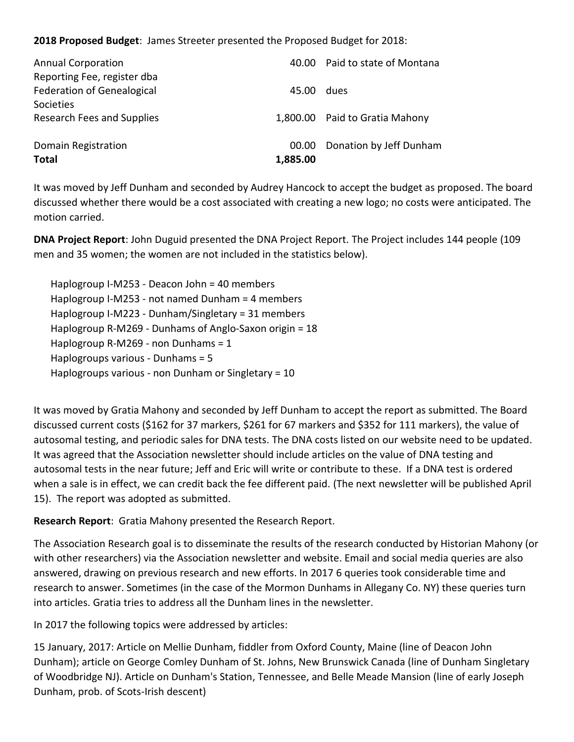**2018 Proposed Budget**: James Streeter presented the Proposed Budget for 2018:

| | | |
|---|---|---|
| Annual Corporation Reporting Fee, register dba | 40.00 | Paid to state of Montana |
| Federation of Genealogical Societies | 45.00 | dues |
| Research Fees and Supplies | 1,800.00 | Paid to Gratia Mahony |
| Domain Registration | 00.00 | Donation by Jeff Dunham |
| **Total** | **1,885.00** | |

It was moved by Jeff Dunham and seconded by Audrey Hancock to accept the budget as proposed. The board discussed whether there would be a cost associated with creating a new logo; no costs were anticipated. The motion carried.

**DNA Project Report**: John Duguid presented the DNA Project Report. The Project includes 144 people (109 men and 35 women; the women are not included in the statistics below).

Haplogroup I-M253 - Deacon John = 40 members
Haplogroup I-M253 - not named Dunham = 4 members
Haplogroup I-M223 - Dunham/Singletary = 31 members
Haplogroup R-M269 - Dunhams of Anglo-Saxon origin = 18
Haplogroup R-M269 - non Dunhams = 1
Haplogroups various - Dunhams = 5
Haplogroups various - non Dunham or Singletary = 10

It was moved by Gratia Mahony and seconded by Jeff Dunham to accept the report as submitted. The Board discussed current costs ($162 for 37 markers, $261 for 67 markers and $352 for 111 markers), the value of autosomal testing, and periodic sales for DNA tests. The DNA costs listed on our website need to be updated. It was agreed that the Association newsletter should include articles on the value of DNA testing and autosomal tests in the near future; Jeff and Eric will write or contribute to these. If a DNA test is ordered when a sale is in effect, we can credit back the fee different paid. (The next newsletter will be published April 15). The report was adopted as submitted.

**Research Report**: Gratia Mahony presented the Research Report.

The Association Research goal is to disseminate the results of the research conducted by Historian Mahony (or with other researchers) via the Association newsletter and website. Email and social media queries are also answered, drawing on previous research and new efforts. In 2017 6 queries took considerable time and research to answer. Sometimes (in the case of the Mormon Dunhams in Allegany Co. NY) these queries turn into articles. Gratia tries to address all the Dunham lines in the newsletter.

In 2017 the following topics were addressed by articles:

15 January, 2017: Article on Mellie Dunham, fiddler from Oxford County, Maine (line of Deacon John Dunham); article on George Comley Dunham of St. Johns, New Brunswick Canada (line of Dunham Singletary of Woodbridge NJ). Article on Dunham's Station, Tennessee, and Belle Meade Mansion (line of early Joseph Dunham, prob. of Scots-Irish descent)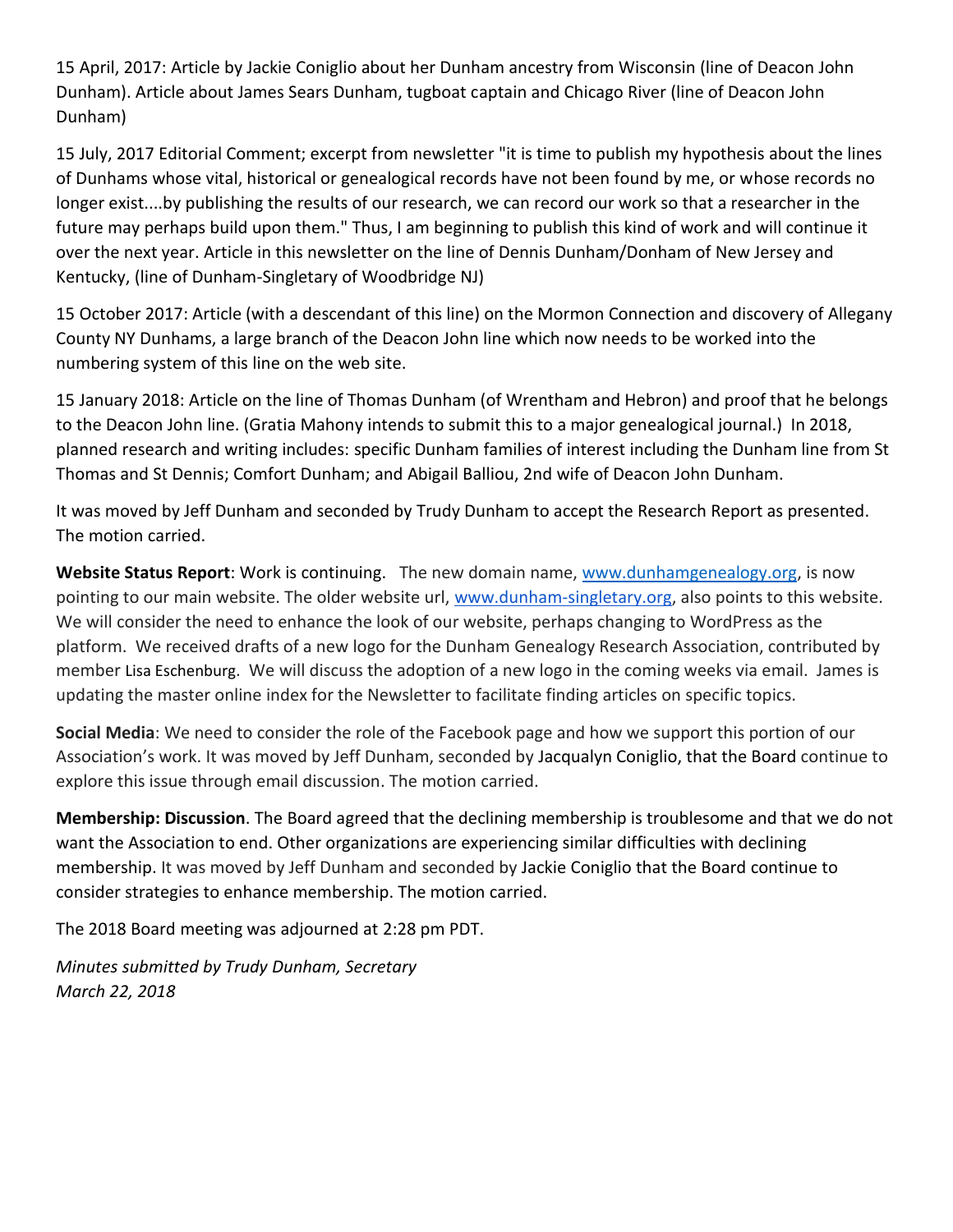15 April, 2017: Article by Jackie Coniglio about her Dunham ancestry from Wisconsin (line of Deacon John Dunham). Article about James Sears Dunham, tugboat captain and Chicago River (line of Deacon John Dunham)

15 July, 2017 Editorial Comment; excerpt from newsletter "it is time to publish my hypothesis about the lines of Dunhams whose vital, historical or genealogical records have not been found by me, or whose records no longer exist....by publishing the results of our research, we can record our work so that a researcher in the future may perhaps build upon them." Thus, I am beginning to publish this kind of work and will continue it over the next year. Article in this newsletter on the line of Dennis Dunham/Donham of New Jersey and Kentucky, (line of Dunham-Singletary of Woodbridge NJ)

15 October 2017: Article (with a descendant of this line) on the Mormon Connection and discovery of Allegany County NY Dunhams, a large branch of the Deacon John line which now needs to be worked into the numbering system of this line on the web site.

15 January 2018: Article on the line of Thomas Dunham (of Wrentham and Hebron) and proof that he belongs to the Deacon John line. (Gratia Mahony intends to submit this to a major genealogical journal.) In 2018, planned research and writing includes: specific Dunham families of interest including the Dunham line from St Thomas and St Dennis; Comfort Dunham; and Abigail Balliou, 2nd wife of Deacon John Dunham.

It was moved by Jeff Dunham and seconded by Trudy Dunham to accept the Research Report as presented. The motion carried.

**Website Status Report**: Work is continuing. The new domain name, www.dunhamgenealogy.org, is now pointing to our main website. The older website url, www.dunham-singletary.org, also points to this website. We will consider the need to enhance the look of our website, perhaps changing to WordPress as the platform. We received drafts of a new logo for the Dunham Genealogy Research Association, contributed by member Lisa Eschenburg. We will discuss the adoption of a new logo in the coming weeks via email. James is updating the master online index for the Newsletter to facilitate finding articles on specific topics.

**Social Media**: We need to consider the role of the Facebook page and how we support this portion of our Association's work. It was moved by Jeff Dunham, seconded by Jacqualyn Coniglio, that the Board continue to explore this issue through email discussion. The motion carried.

**Membership: Discussion**. The Board agreed that the declining membership is troublesome and that we do not want the Association to end. Other organizations are experiencing similar difficulties with declining membership. It was moved by Jeff Dunham and seconded by Jackie Coniglio that the Board continue to consider strategies to enhance membership. The motion carried.

The 2018 Board meeting was adjourned at 2:28 pm PDT.

*Minutes submitted by Trudy Dunham, Secretary*
*March 22, 2018*